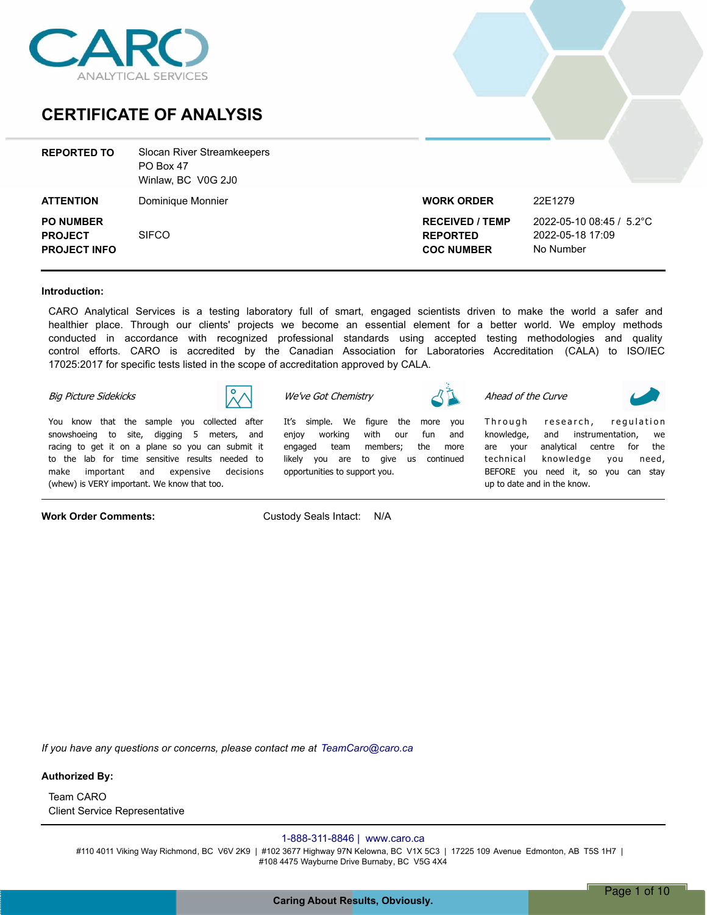CARO ANALYTICAL SERVICES

# CERTIFICATE OF ANALYSIS

| | | | |
|---|---|---|---|
| **REPORTED TO** | Slocan River Streamkeepers<br>PO Box 47<br>Winlaw, BC V0G 2J0 | | |
| **ATTENTION** | Dominique Monnier | **WORK ORDER** | 22E1279 |
| **PO NUMBER** | | **RECEIVED / TEMP** | 2022-05-10 08:45 / 5.2°C |
| **PROJECT** | SIFCO | **REPORTED** | 2022-05-18 17:09 |
| **PROJECT INFO** | | **COC NUMBER** | No Number |

**Introduction:**

CARO Analytical Services is a testing laboratory full of smart, engaged scientists driven to make the world a safer and healthier place. Through our clients' projects we become an essential element for a better world. We employ methods conducted in accordance with recognized professional standards using accepted testing methodologies and quality control efforts. CARO is accredited by the Canadian Association for Laboratories Accreditation (CALA) to ISO/IEC 17025:2017 for specific tests listed in the scope of accreditation approved by CALA.

*Big Picture Sidekicks*

You know that the sample you collected after snowshoeing to site, digging 5 meters, and racing to get it on a plane so you can submit it to the lab for time sensitive results needed to make important and expensive decisions (whew) is VERY important. We know that too.

*We've Got Chemistry*

It's simple. We figure the more you enjoy working with our fun and engaged team members; the more likely you are to give us continued opportunities to support you.

*Ahead of the Curve*

Through research, regulation knowledge, and instrumentation, we are your analytical centre for the technical knowledge you need, BEFORE you need it, so you can stay up to date and in the know.

**Work Order Comments:** Custody Seals Intact: N/A

*If you have any questions or concerns, please contact me at TeamCaro@caro.ca*

**Authorized By:**

Team CARO
Client Service Representative

1-888-311-8846 | www.caro.ca

#110 4011 Viking Way Richmond, BC V6V 2K9 | #102 3677 Highway 97N Kelowna, BC V1X 5C3 | 17225 109 Avenue Edmonton, AB T5S 1H7 | #108 4475 Wayburne Drive Burnaby, BC V5G 4X4

Caring About Results, Obviously.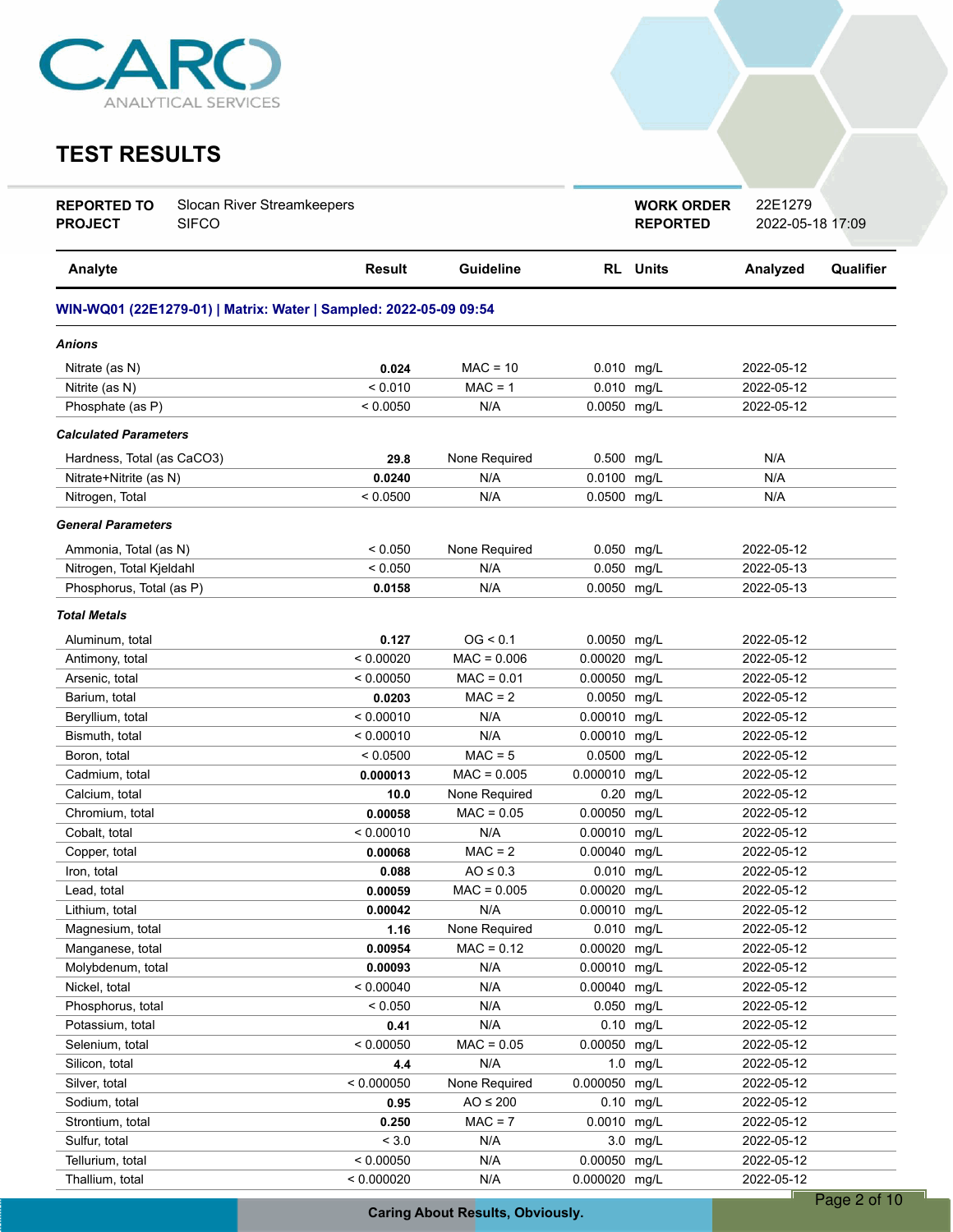CARO ANALYTICAL SERVICES

# TEST RESULTS

| | | | |
|---|---|---|---|
| **REPORTED TO** | Slocan River Streamkeepers | **WORK ORDER** | 22E1279 |
| **PROJECT** | SIFCO | **REPORTED** | 2022-05-18 17:09 |

| Analyte | Result | Guideline | RL | Units | Analyzed | Qualifier |
|---|---|---|---|---|---|---|
| **WIN-WQ01 (22E1279-01) \| Matrix: Water \| Sampled: 2022-05-09 09:54** | | | | | | |
| ***Anions*** | | | | | | |
| Nitrate (as N) | **0.024** | MAC = 10 | 0.010 | mg/L | 2022-05-12 | |
| Nitrite (as N) | < 0.010 | MAC = 1 | 0.010 | mg/L | 2022-05-12 | |
| Phosphate (as P) | < 0.0050 | N/A | 0.0050 | mg/L | 2022-05-12 | |
| ***Calculated Parameters*** | | | | | | |
| Hardness, Total (as CaCO3) | **29.8** | None Required | 0.500 | mg/L | N/A | |
| Nitrate+Nitrite (as N) | **0.0240** | N/A | 0.0100 | mg/L | N/A | |
| Nitrogen, Total | < 0.0500 | N/A | 0.0500 | mg/L | N/A | |
| ***General Parameters*** | | | | | | |
| Ammonia, Total (as N) | < 0.050 | None Required | 0.050 | mg/L | 2022-05-12 | |
| Nitrogen, Total Kjeldahl | < 0.050 | N/A | 0.050 | mg/L | 2022-05-13 | |
| Phosphorus, Total (as P) | **0.0158** | N/A | 0.0050 | mg/L | 2022-05-13 | |
| ***Total Metals*** | | | | | | |
| Aluminum, total | **0.127** | OG < 0.1 | 0.0050 | mg/L | 2022-05-12 | |
| Antimony, total | < 0.00020 | MAC = 0.006 | 0.00020 | mg/L | 2022-05-12 | |
| Arsenic, total | < 0.00050 | MAC = 0.01 | 0.00050 | mg/L | 2022-05-12 | |
| Barium, total | **0.0203** | MAC = 2 | 0.0050 | mg/L | 2022-05-12 | |
| Beryllium, total | < 0.00010 | N/A | 0.00010 | mg/L | 2022-05-12 | |
| Bismuth, total | < 0.00010 | N/A | 0.00010 | mg/L | 2022-05-12 | |
| Boron, total | < 0.0500 | MAC = 5 | 0.0500 | mg/L | 2022-05-12 | |
| Cadmium, total | **0.000013** | MAC = 0.005 | 0.000010 | mg/L | 2022-05-12 | |
| Calcium, total | **10.0** | None Required | 0.20 | mg/L | 2022-05-12 | |
| Chromium, total | **0.00058** | MAC = 0.05 | 0.00050 | mg/L | 2022-05-12 | |
| Cobalt, total | < 0.00010 | N/A | 0.00010 | mg/L | 2022-05-12 | |
| Copper, total | **0.00068** | MAC = 2 | 0.00040 | mg/L | 2022-05-12 | |
| Iron, total | **0.088** | AO ≤ 0.3 | 0.010 | mg/L | 2022-05-12 | |
| Lead, total | **0.00059** | MAC = 0.005 | 0.00020 | mg/L | 2022-05-12 | |
| Lithium, total | **0.00042** | N/A | 0.00010 | mg/L | 2022-05-12 | |
| Magnesium, total | **1.16** | None Required | 0.010 | mg/L | 2022-05-12 | |
| Manganese, total | **0.00954** | MAC = 0.12 | 0.00020 | mg/L | 2022-05-12 | |
| Molybdenum, total | **0.00093** | N/A | 0.00010 | mg/L | 2022-05-12 | |
| Nickel, total | < 0.00040 | N/A | 0.00040 | mg/L | 2022-05-12 | |
| Phosphorus, total | < 0.050 | N/A | 0.050 | mg/L | 2022-05-12 | |
| Potassium, total | **0.41** | N/A | 0.10 | mg/L | 2022-05-12 | |
| Selenium, total | < 0.00050 | MAC = 0.05 | 0.00050 | mg/L | 2022-05-12 | |
| Silicon, total | **4.4** | N/A | 1.0 | mg/L | 2022-05-12 | |
| Silver, total | < 0.000050 | None Required | 0.000050 | mg/L | 2022-05-12 | |
| Sodium, total | **0.95** | AO ≤ 200 | 0.10 | mg/L | 2022-05-12 | |
| Strontium, total | **0.250** | MAC = 7 | 0.0010 | mg/L | 2022-05-12 | |
| Sulfur, total | < 3.0 | N/A | 3.0 | mg/L | 2022-05-12 | |
| Tellurium, total | < 0.00050 | N/A | 0.00050 | mg/L | 2022-05-12 | |
| Thallium, total | < 0.000020 | N/A | 0.000020 | mg/L | 2022-05-12 | |

Caring About Results, Obviously.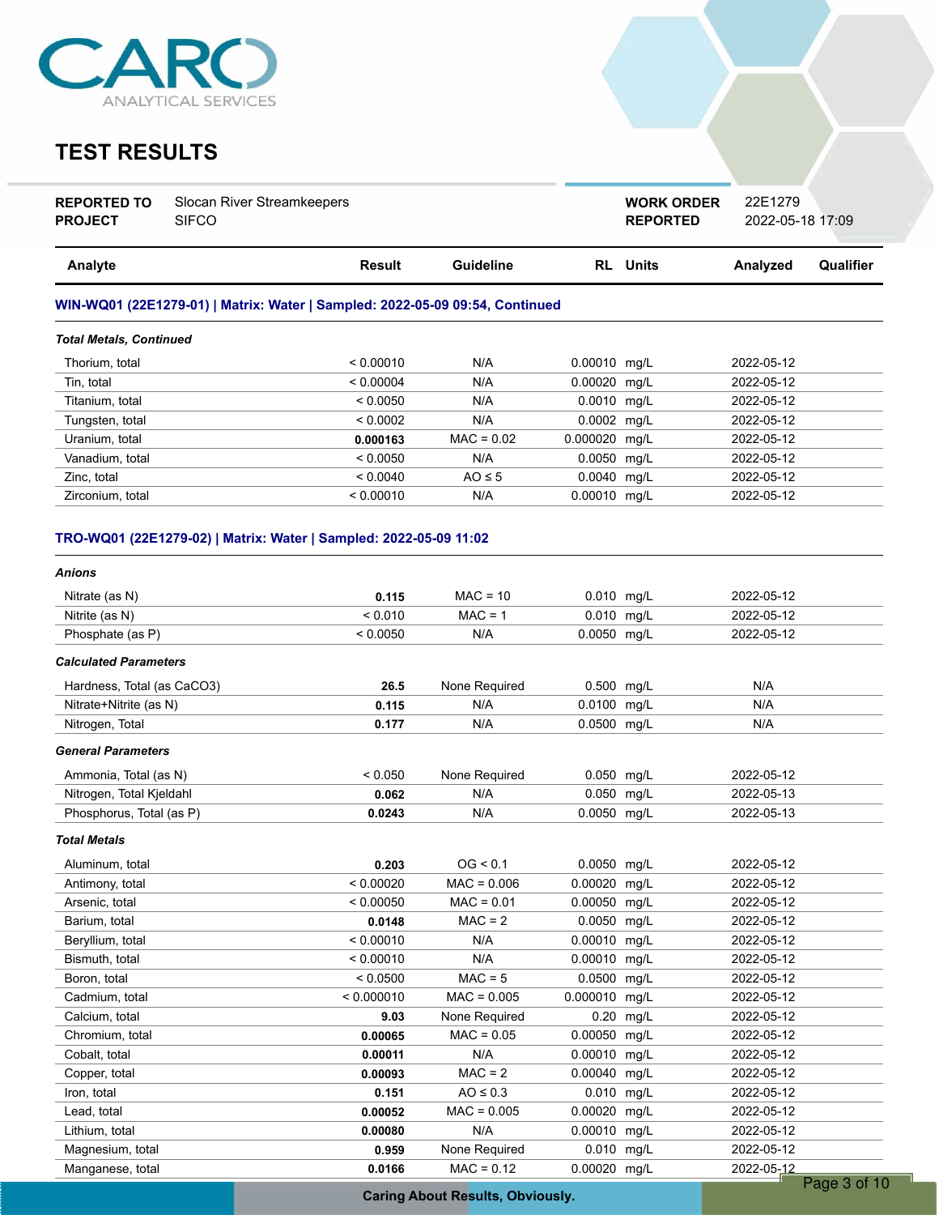# TEST RESULTS

| | | | |
|---|---|---|---|
| **REPORTED TO** | Slocan River Streamkeepers | **WORK ORDER** | 22E1279 |
| **PROJECT** | SIFCO | **REPORTED** | 2022-05-18 17:09 |

| Analyte | Result | Guideline | RL | Units | Analyzed | Qualifier |
|---|---|---|---|---|---|---|
| **WIN-WQ01 (22E1279-01) \| Matrix: Water \| Sampled: 2022-05-09 09:54, Continued** | | | | | | |
| ***Total Metals, Continued*** | | | | | | |
| Thorium, total | < 0.00010 | N/A | 0.00010 | mg/L | 2022-05-12 | |
| Tin, total | < 0.00004 | N/A | 0.00020 | mg/L | 2022-05-12 | |
| Titanium, total | < 0.0050 | N/A | 0.0010 | mg/L | 2022-05-12 | |
| Tungsten, total | < 0.0002 | N/A | 0.0002 | mg/L | 2022-05-12 | |
| Uranium, total | **0.000163** | MAC = 0.02 | 0.000020 | mg/L | 2022-05-12 | |
| Vanadium, total | < 0.0050 | N/A | 0.0050 | mg/L | 2022-05-12 | |
| Zinc, total | < 0.0040 | AO ≤ 5 | 0.0040 | mg/L | 2022-05-12 | |
| Zirconium, total | < 0.00010 | N/A | 0.00010 | mg/L | 2022-05-12 | |
| **TRO-WQ01 (22E1279-02) \| Matrix: Water \| Sampled: 2022-05-09 11:02** | | | | | | |
| ***Anions*** | | | | | | |
| Nitrate (as N) | **0.115** | MAC = 10 | 0.010 | mg/L | 2022-05-12 | |
| Nitrite (as N) | < 0.010 | MAC = 1 | 0.010 | mg/L | 2022-05-12 | |
| Phosphate (as P) | < 0.0050 | N/A | 0.0050 | mg/L | 2022-05-12 | |
| ***Calculated Parameters*** | | | | | | |
| Hardness, Total (as $CaCO_3$) | **26.5** | None Required | 0.500 | mg/L | N/A | |
| Nitrate+Nitrite (as N) | **0.115** | N/A | 0.0100 | mg/L | N/A | |
| Nitrogen, Total | **0.177** | N/A | 0.0500 | mg/L | N/A | |
| ***General Parameters*** | | | | | | |
| Ammonia, Total (as N) | < 0.050 | None Required | 0.050 | mg/L | 2022-05-12 | |
| Nitrogen, Total Kjeldahl | **0.062** | N/A | 0.050 | mg/L | 2022-05-13 | |
| Phosphorus, Total (as P) | **0.0243** | N/A | 0.0050 | mg/L | 2022-05-13 | |
| ***Total Metals*** | | | | | | |
| Aluminum, total | **0.203** | OG < 0.1 | 0.0050 | mg/L | 2022-05-12 | |
| Antimony, total | < 0.00020 | MAC = 0.006 | 0.00020 | mg/L | 2022-05-12 | |
| Arsenic, total | < 0.00050 | MAC = 0.01 | 0.00050 | mg/L | 2022-05-12 | |
| Barium, total | **0.0148** | MAC = 2 | 0.0050 | mg/L | 2022-05-12 | |
| Beryllium, total | < 0.00010 | N/A | 0.00010 | mg/L | 2022-05-12 | |
| Bismuth, total | < 0.00010 | N/A | 0.00010 | mg/L | 2022-05-12 | |
| Boron, total | < 0.0500 | MAC = 5 | 0.0500 | mg/L | 2022-05-12 | |
| Cadmium, total | < 0.000010 | MAC = 0.005 | 0.000010 | mg/L | 2022-05-12 | |
| Calcium, total | **9.03** | None Required | 0.20 | mg/L | 2022-05-12 | |
| Chromium, total | **0.00065** | MAC = 0.05 | 0.00050 | mg/L | 2022-05-12 | |
| Cobalt, total | **0.00011** | N/A | 0.00010 | mg/L | 2022-05-12 | |
| Copper, total | **0.00093** | MAC = 2 | 0.00040 | mg/L | 2022-05-12 | |
| Iron, total | **0.151** | AO ≤ 0.3 | 0.010 | mg/L | 2022-05-12 | |
| Lead, total | **0.00052** | MAC = 0.005 | 0.00020 | mg/L | 2022-05-12 | |
| Lithium, total | **0.00080** | N/A | 0.00010 | mg/L | 2022-05-12 | |
| Magnesium, total | **0.959** | None Required | 0.010 | mg/L | 2022-05-12 | |
| Manganese, total | **0.0166** | MAC = 0.12 | 0.00020 | mg/L | 2022-05-12 | |

Caring About Results, Obviously.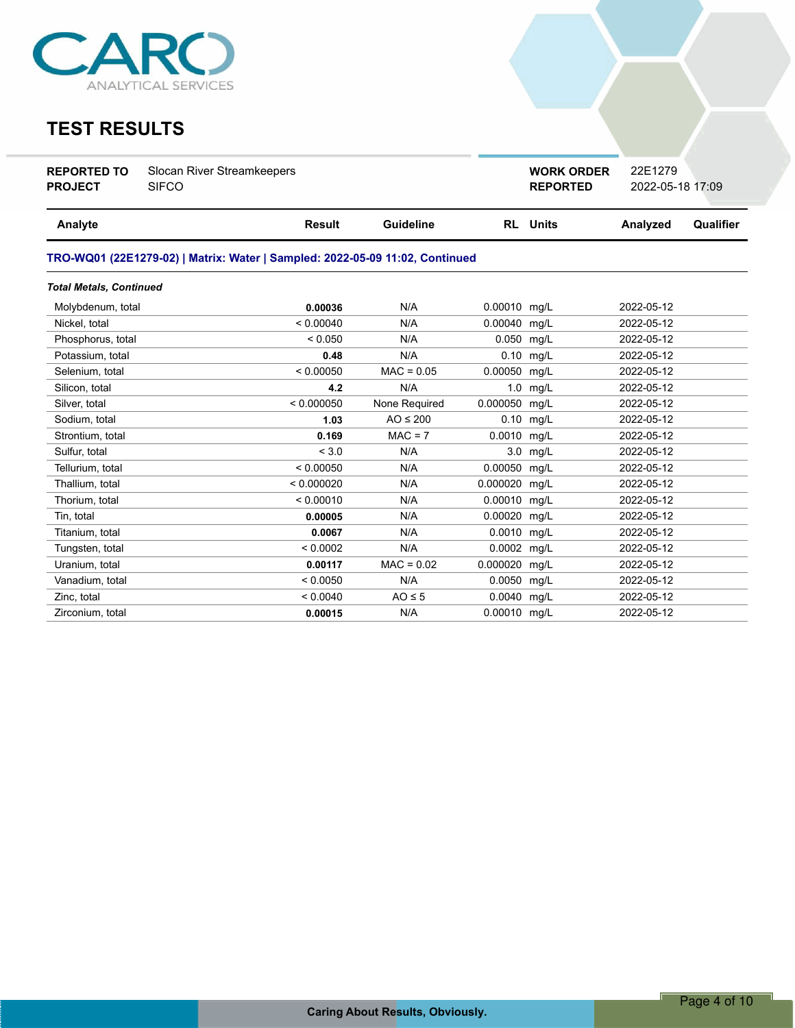# TEST RESULTS

| REPORTED TO | Slocan River Streamkeepers | WORK ORDER | 22E1279 |
|---|---|---|---|
| PROJECT | SIFCO | REPORTED | 2022-05-18 17:09 |

| Analyte | Result | Guideline | RL | Units | Analyzed | Qualifier |
|---|---|---|---|---|---|---|
| **TRO-WQ01 (22E1279-02) \| Matrix: Water \| Sampled: 2022-05-09 11:02, Continued** | | | | | | |
| ***Total Metals, Continued*** | | | | | | |
| Molybdenum, total | **0.00036** | N/A | 0.00010 | mg/L | 2022-05-12 | |
| Nickel, total | < 0.00040 | N/A | 0.00040 | mg/L | 2022-05-12 | |
| Phosphorus, total | < 0.050 | N/A | 0.050 | mg/L | 2022-05-12 | |
| Potassium, total | **0.48** | N/A | 0.10 | mg/L | 2022-05-12 | |
| Selenium, total | < 0.00050 | MAC = 0.05 | 0.00050 | mg/L | 2022-05-12 | |
| Silicon, total | **4.2** | N/A | 1.0 | mg/L | 2022-05-12 | |
| Silver, total | < 0.000050 | None Required | 0.000050 | mg/L | 2022-05-12 | |
| Sodium, total | **1.03** | AO ≤ 200 | 0.10 | mg/L | 2022-05-12 | |
| Strontium, total | **0.169** | MAC = 7 | 0.0010 | mg/L | 2022-05-12 | |
| Sulfur, total | < 3.0 | N/A | 3.0 | mg/L | 2022-05-12 | |
| Tellurium, total | < 0.00050 | N/A | 0.00050 | mg/L | 2022-05-12 | |
| Thallium, total | < 0.000020 | N/A | 0.000020 | mg/L | 2022-05-12 | |
| Thorium, total | < 0.00010 | N/A | 0.00010 | mg/L | 2022-05-12 | |
| Tin, total | **0.00005** | N/A | 0.00020 | mg/L | 2022-05-12 | |
| Titanium, total | **0.0067** | N/A | 0.0010 | mg/L | 2022-05-12 | |
| Tungsten, total | < 0.0002 | N/A | 0.0002 | mg/L | 2022-05-12 | |
| Uranium, total | **0.00117** | MAC = 0.02 | 0.000020 | mg/L | 2022-05-12 | |
| Vanadium, total | < 0.0050 | N/A | 0.0050 | mg/L | 2022-05-12 | |
| Zinc, total | < 0.0040 | AO ≤ 5 | 0.0040 | mg/L | 2022-05-12 | |
| Zirconium, total | **0.00015** | N/A | 0.00010 | mg/L | 2022-05-12 | |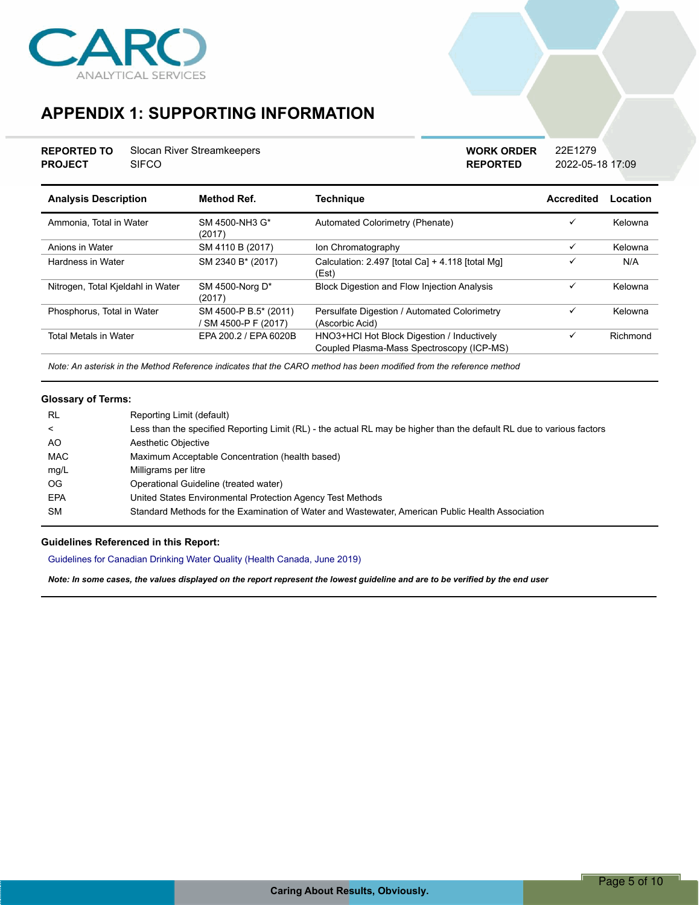# APPENDIX 1: SUPPORTING INFORMATION

| | | | |
|---|---|---|---|
| **REPORTED TO** | Slocan River Streamkeepers | **WORK ORDER** | 22E1279 |
| **PROJECT** | SIFCO | **REPORTED** | 2022-05-18 17:09 |

| Analysis Description | Method Ref. | Technique | Accredited | Location |
|---|---|---|---|---|
| Ammonia, Total in Water | SM 4500-NH3 G* (2017) | Automated Colorimetry (Phenate) | ✓ | Kelowna |
| Anions in Water | SM 4110 B (2017) | Ion Chromatography | ✓ | Kelowna |
| Hardness in Water | SM 2340 B* (2017) | Calculation: 2.497 [total Ca] + 4.118 [total Mg] (Est) | ✓ | N/A |
| Nitrogen, Total Kjeldahl in Water | SM 4500-Norg D* (2017) | Block Digestion and Flow Injection Analysis | ✓ | Kelowna |
| Phosphorus, Total in Water | SM 4500-P B.5* (2011) / SM 4500-P F (2017) | Persulfate Digestion / Automated Colorimetry (Ascorbic Acid) | ✓ | Kelowna |
| Total Metals in Water | EPA 200.2 / EPA 6020B | HNO3+HCl Hot Block Digestion / Inductively Coupled Plasma-Mass Spectroscopy (ICP-MS) | ✓ | Richmond |

*Note: An asterisk in the Method Reference indicates that the CARO method has been modified from the reference method*

**Glossary of Terms:**

| | |
|---|---|
| RL | Reporting Limit (default) |
| < | Less than the specified Reporting Limit (RL) - the actual RL may be higher than the default RL due to various factors |
| AO | Aesthetic Objective |
| MAC | Maximum Acceptable Concentration (health based) |
| mg/L | Milligrams per litre |
| OG | Operational Guideline (treated water) |
| EPA | United States Environmental Protection Agency Test Methods |
| SM | Standard Methods for the Examination of Water and Wastewater, American Public Health Association |

**Guidelines Referenced in this Report:**

Guidelines for Canadian Drinking Water Quality (Health Canada, June 2019)

***Note: In some cases, the values displayed on the report represent the lowest guideline and are to be verified by the end user***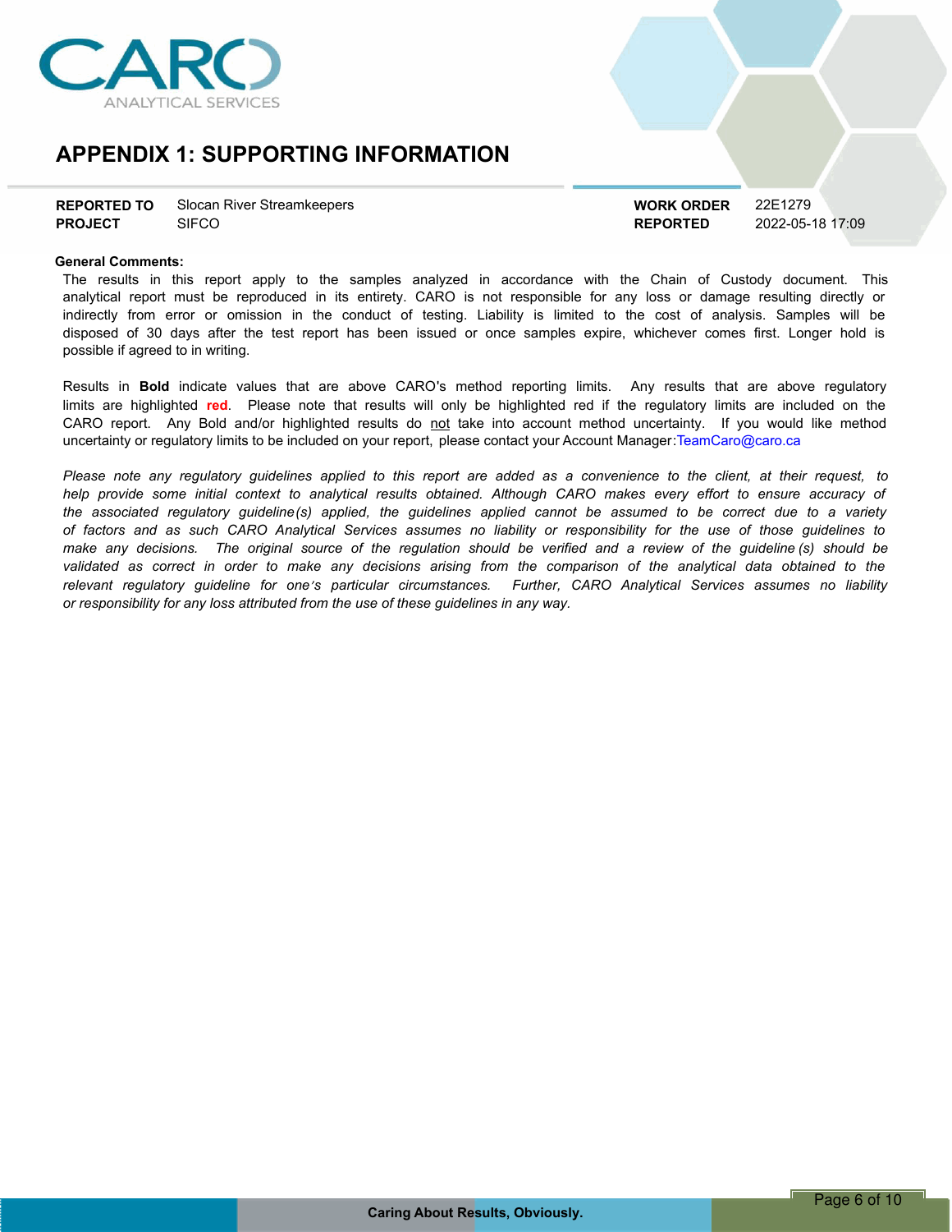# APPENDIX 1: SUPPORTING INFORMATION

| | | | |
|---|---|---|---|
| **REPORTED TO** | Slocan River Streamkeepers | **WORK ORDER** | 22E1279 |
| **PROJECT** | SIFCO | **REPORTED** | 2022-05-18 17:09 |

**General Comments:**

The results in this report apply to the samples analyzed in accordance with the Chain of Custody document. This analytical report must be reproduced in its entirety. CARO is not responsible for any loss or damage resulting directly or indirectly from error or omission in the conduct of testing. Liability is limited to the cost of analysis. Samples will be disposed of 30 days after the test report has been issued or once samples expire, whichever comes first. Longer hold is possible if agreed to in writing.

Results in **Bold** indicate values that are above CARO's method reporting limits. Any results that are above regulatory limits are highlighted **red**. Please note that results will only be highlighted red if the regulatory limits are included on the CARO report. Any Bold and/or highlighted results do not take into account method uncertainty. If you would like method uncertainty or regulatory limits to be included on your report, please contact your Account Manager: TeamCaro@caro.ca

*Please note any regulatory guidelines applied to this report are added as a convenience to the client, at their request, to help provide some initial context to analytical results obtained. Although CARO makes every effort to ensure accuracy of the associated regulatory guideline(s) applied, the guidelines applied cannot be assumed to be correct due to a variety of factors and as such CARO Analytical Services assumes no liability or responsibility for the use of those guidelines to make any decisions. The original source of the regulation should be verified and a review of the guideline (s) should be validated as correct in order to make any decisions arising from the comparison of the analytical data obtained to the relevant regulatory guideline for one's particular circumstances. Further, CARO Analytical Services assumes no liability or responsibility for any loss attributed from the use of these guidelines in any way.*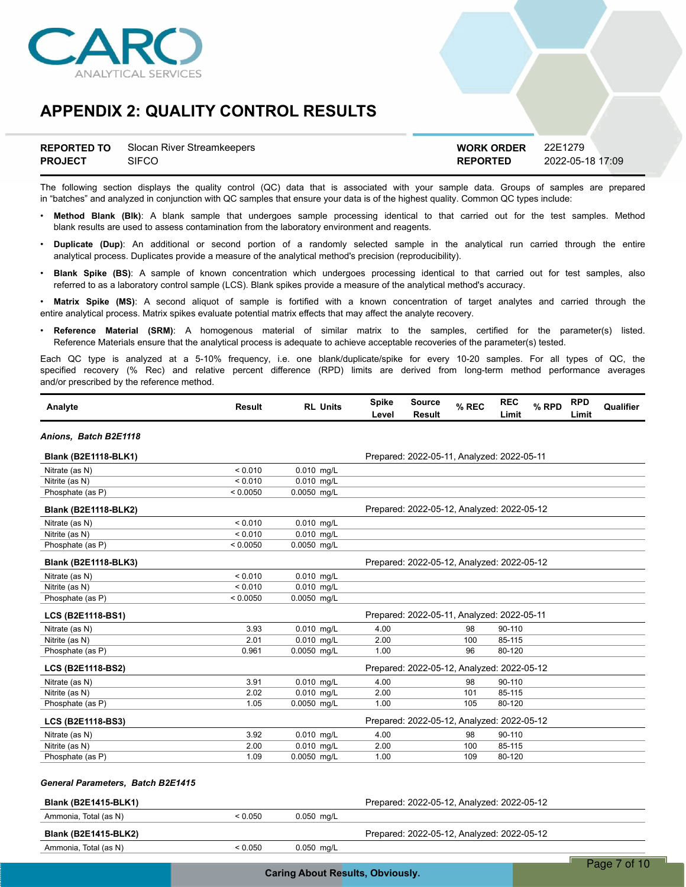# APPENDIX 2: QUALITY CONTROL RESULTS

| | | | |
|---|---|---|---|
| **REPORTED TO** | Slocan River Streamkeepers | **WORK ORDER** | 22E1279 |
| **PROJECT** | SIFCO | **REPORTED** | 2022-05-18 17:09 |

The following section displays the quality control (QC) data that is associated with your sample data. Groups of samples are prepared in "batches" and analyzed in conjunction with QC samples that ensure your data is of the highest quality. Common QC types include:

- **Method Blank (Blk)**: A blank sample that undergoes sample processing identical to that carried out for the test samples. Method blank results are used to assess contamination from the laboratory environment and reagents.
- **Duplicate (Dup)**: An additional or second portion of a randomly selected sample in the analytical run carried through the entire analytical process. Duplicates provide a measure of the analytical method's precision (reproducibility).
- **Blank Spike (BS)**: A sample of known concentration which undergoes processing identical to that carried out for test samples, also referred to as a laboratory control sample (LCS). Blank spikes provide a measure of the analytical method's accuracy.
- **Matrix Spike (MS)**: A second aliquot of sample is fortified with a known concentration of target analytes and carried through the entire analytical process. Matrix spikes evaluate potential matrix effects that may affect the analyte recovery.
- **Reference Material (SRM)**: A homogenous material of similar matrix to the samples, certified for the parameter(s) listed. Reference Materials ensure that the analytical process is adequate to achieve acceptable recoveries of the parameter(s) tested.

Each QC type is analyzed at a 5-10% frequency, i.e. one blank/duplicate/spike for every 10-20 samples. For all types of QC, the specified recovery (% Rec) and relative percent difference (RPD) limits are derived from long-term method performance averages and/or prescribed by the reference method.

| Analyte | Result | RL | Units | Spike Level | Source Result | % REC | REC Limit | % RPD | RPD Limit | Qualifier |
|---|---|---|---|---|---|---|---|---|---|---|
| ***Anions, Batch B2E1118*** | | | | | | | | | | |
| **Blank (B2E1118-BLK1)** | | | | Prepared: 2022-05-11, Analyzed: 2022-05-11 | | | | | | |
| Nitrate (as N) | < 0.010 | 0.010 | mg/L | | | | | | | |
| Nitrite (as N) | < 0.010 | 0.010 | mg/L | | | | | | | |
| Phosphate (as P) | < 0.0050 | 0.0050 | mg/L | | | | | | | |
| **Blank (B2E1118-BLK2)** | | | | Prepared: 2022-05-12, Analyzed: 2022-05-12 | | | | | | |
| Nitrate (as N) | < 0.010 | 0.010 | mg/L | | | | | | | |
| Nitrite (as N) | < 0.010 | 0.010 | mg/L | | | | | | | |
| Phosphate (as P) | < 0.0050 | 0.0050 | mg/L | | | | | | | |
| **Blank (B2E1118-BLK3)** | | | | Prepared: 2022-05-12, Analyzed: 2022-05-12 | | | | | | |
| Nitrate (as N) | < 0.010 | 0.010 | mg/L | | | | | | | |
| Nitrite (as N) | < 0.010 | 0.010 | mg/L | | | | | | | |
| Phosphate (as P) | < 0.0050 | 0.0050 | mg/L | | | | | | | |
| **LCS (B2E1118-BS1)** | | | | Prepared: 2022-05-11, Analyzed: 2022-05-11 | | | | | | |
| Nitrate (as N) | 3.93 | 0.010 | mg/L | 4.00 | | 98 | 90-110 | | | |
| Nitrite (as N) | 2.01 | 0.010 | mg/L | 2.00 | | 100 | 85-115 | | | |
| Phosphate (as P) | 0.961 | 0.0050 | mg/L | 1.00 | | 96 | 80-120 | | | |
| **LCS (B2E1118-BS2)** | | | | Prepared: 2022-05-12, Analyzed: 2022-05-12 | | | | | | |
| Nitrate (as N) | 3.91 | 0.010 | mg/L | 4.00 | | 98 | 90-110 | | | |
| Nitrite (as N) | 2.02 | 0.010 | mg/L | 2.00 | | 101 | 85-115 | | | |
| Phosphate (as P) | 1.05 | 0.0050 | mg/L | 1.00 | | 105 | 80-120 | | | |
| **LCS (B2E1118-BS3)** | | | | Prepared: 2022-05-12, Analyzed: 2022-05-12 | | | | | | |
| Nitrate (as N) | 3.92 | 0.010 | mg/L | 4.00 | | 98 | 90-110 | | | |
| Nitrite (as N) | 2.00 | 0.010 | mg/L | 2.00 | | 100 | 85-115 | | | |
| Phosphate (as P) | 1.09 | 0.0050 | mg/L | 1.00 | | 109 | 80-120 | | | |
| ***General Parameters, Batch B2E1415*** | | | | | | | | | | |
| **Blank (B2E1415-BLK1)** | | | | Prepared: 2022-05-12, Analyzed: 2022-05-12 | | | | | | |
| Ammonia, Total (as N) | < 0.050 | 0.050 | mg/L | | | | | | | |
| **Blank (B2E1415-BLK2)** | | | | Prepared: 2022-05-12, Analyzed: 2022-05-12 | | | | | | |
| Ammonia, Total (as N) | < 0.050 | 0.050 | mg/L | | | | | | | |

Caring About Results, Obviously.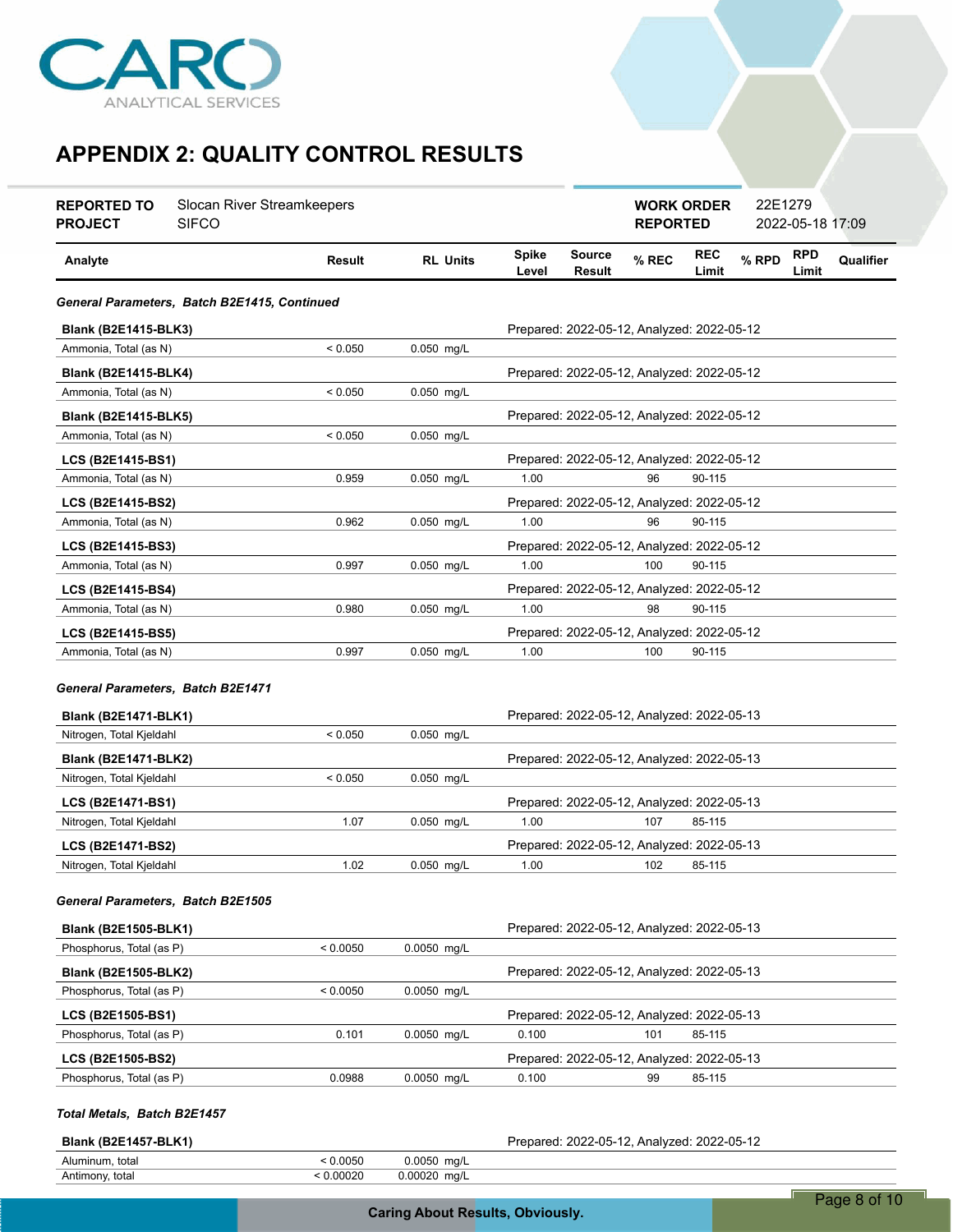## APPENDIX 2: QUALITY CONTROL RESULTS

| | | | |
|---|---|---|---|
| **REPORTED TO** | Slocan River Streamkeepers | **WORK ORDER** | 22E1279 |
| **PROJECT** | SIFCO | **REPORTED** | 2022-05-18 17:09 |

| Analyte | Result | RL | Units | Spike Level | Source Result | % REC | REC Limit | % RPD | RPD Limit | Qualifier |
|---|---|---|---|---|---|---|---|---|---|---|
| ***General Parameters, Batch B2E1415, Continued*** | | | | | | | | | | |
| **Blank (B2E1415-BLK3)** | | | | Prepared: 2022-05-12, Analyzed: 2022-05-12 | | | | | | |
| Ammonia, Total (as N) | < 0.050 | 0.050 | mg/L | | | | | | | |
| **Blank (B2E1415-BLK4)** | | | | Prepared: 2022-05-12, Analyzed: 2022-05-12 | | | | | | |
| Ammonia, Total (as N) | < 0.050 | 0.050 | mg/L | | | | | | | |
| **Blank (B2E1415-BLK5)** | | | | Prepared: 2022-05-12, Analyzed: 2022-05-12 | | | | | | |
| Ammonia, Total (as N) | < 0.050 | 0.050 | mg/L | | | | | | | |
| **LCS (B2E1415-BS1)** | | | | Prepared: 2022-05-12, Analyzed: 2022-05-12 | | | | | | |
| Ammonia, Total (as N) | 0.959 | 0.050 | mg/L | 1.00 | | 96 | 90-115 | | | |
| **LCS (B2E1415-BS2)** | | | | Prepared: 2022-05-12, Analyzed: 2022-05-12 | | | | | | |
| Ammonia, Total (as N) | 0.962 | 0.050 | mg/L | 1.00 | | 96 | 90-115 | | | |
| **LCS (B2E1415-BS3)** | | | | Prepared: 2022-05-12, Analyzed: 2022-05-12 | | | | | | |
| Ammonia, Total (as N) | 0.997 | 0.050 | mg/L | 1.00 | | 100 | 90-115 | | | |
| **LCS (B2E1415-BS4)** | | | | Prepared: 2022-05-12, Analyzed: 2022-05-12 | | | | | | |
| Ammonia, Total (as N) | 0.980 | 0.050 | mg/L | 1.00 | | 98 | 90-115 | | | |
| **LCS (B2E1415-BS5)** | | | | Prepared: 2022-05-12, Analyzed: 2022-05-12 | | | | | | |
| Ammonia, Total (as N) | 0.997 | 0.050 | mg/L | 1.00 | | 100 | 90-115 | | | |
| ***General Parameters, Batch B2E1471*** | | | | | | | | | | |
| **Blank (B2E1471-BLK1)** | | | | Prepared: 2022-05-12, Analyzed: 2022-05-13 | | | | | | |
| Nitrogen, Total Kjeldahl | < 0.050 | 0.050 | mg/L | | | | | | | |
| **Blank (B2E1471-BLK2)** | | | | Prepared: 2022-05-12, Analyzed: 2022-05-13 | | | | | | |
| Nitrogen, Total Kjeldahl | < 0.050 | 0.050 | mg/L | | | | | | | |
| **LCS (B2E1471-BS1)** | | | | Prepared: 2022-05-12, Analyzed: 2022-05-13 | | | | | | |
| Nitrogen, Total Kjeldahl | 1.07 | 0.050 | mg/L | 1.00 | | 107 | 85-115 | | | |
| **LCS (B2E1471-BS2)** | | | | Prepared: 2022-05-12, Analyzed: 2022-05-13 | | | | | | |
| Nitrogen, Total Kjeldahl | 1.02 | 0.050 | mg/L | 1.00 | | 102 | 85-115 | | | |
| ***General Parameters, Batch B2E1505*** | | | | | | | | | | |
| **Blank (B2E1505-BLK1)** | | | | Prepared: 2022-05-12, Analyzed: 2022-05-13 | | | | | | |
| Phosphorus, Total (as P) | < 0.0050 | 0.0050 | mg/L | | | | | | | |
| **Blank (B2E1505-BLK2)** | | | | Prepared: 2022-05-12, Analyzed: 2022-05-13 | | | | | | |
| Phosphorus, Total (as P) | < 0.0050 | 0.0050 | mg/L | | | | | | | |
| **LCS (B2E1505-BS1)** | | | | Prepared: 2022-05-12, Analyzed: 2022-05-13 | | | | | | |
| Phosphorus, Total (as P) | 0.101 | 0.0050 | mg/L | 0.100 | | 101 | 85-115 | | | |
| **LCS (B2E1505-BS2)** | | | | Prepared: 2022-05-12, Analyzed: 2022-05-13 | | | | | | |
| Phosphorus, Total (as P) | 0.0988 | 0.0050 | mg/L | 0.100 | | 99 | 85-115 | | | |
| ***Total Metals, Batch B2E1457*** | | | | | | | | | | |
| **Blank (B2E1457-BLK1)** | | | | Prepared: 2022-05-12, Analyzed: 2022-05-12 | | | | | | |
| Aluminum, total | < 0.0050 | 0.0050 | mg/L | | | | | | | |
| Antimony, total | < 0.00020 | 0.00020 | mg/L | | | | | | | |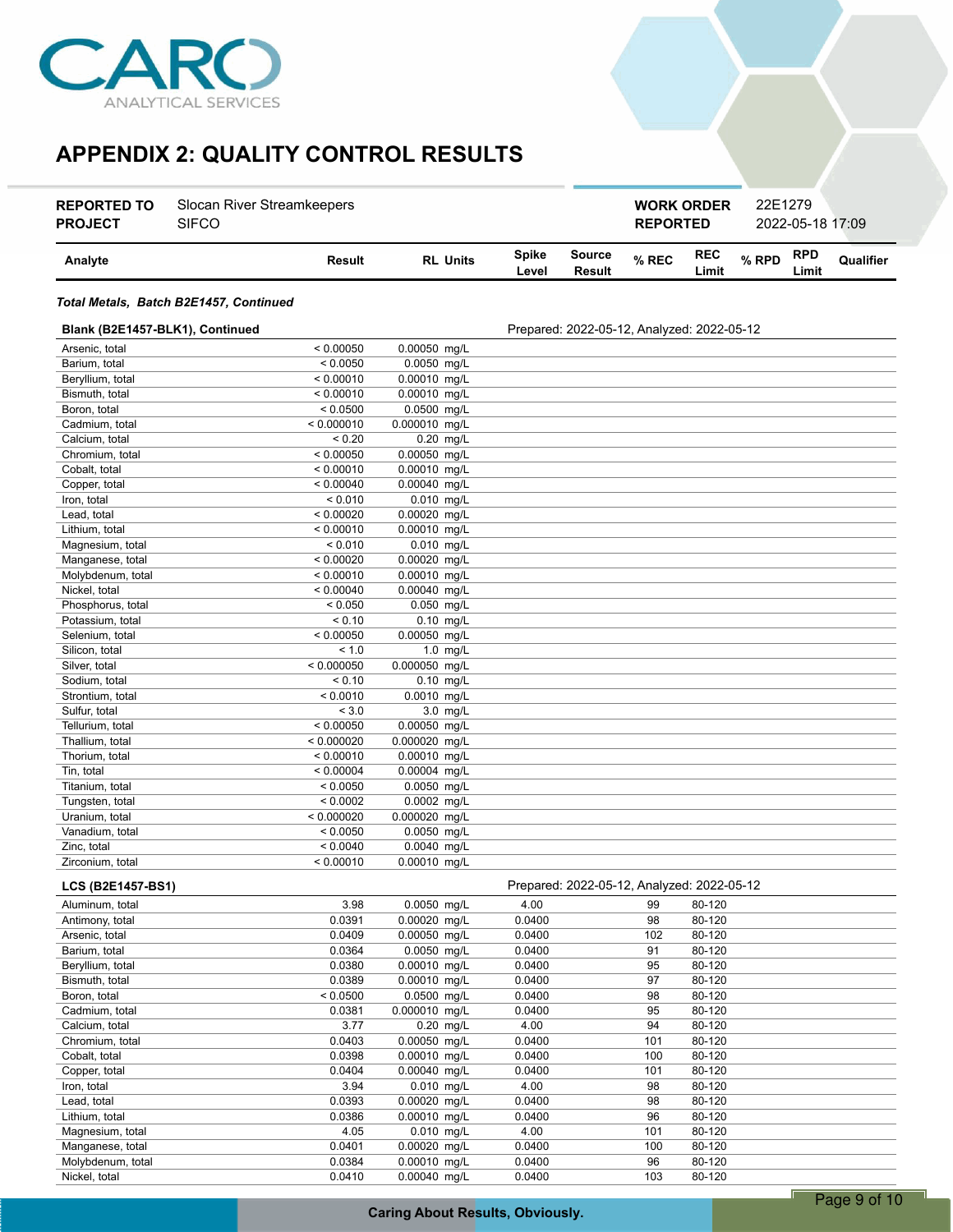# APPENDIX 2: QUALITY CONTROL RESULTS

| | | | |
|---|---|---|---|
| **REPORTED TO** | Slocan River Streamkeepers | **WORK ORDER** | 22E1279 |
| **PROJECT** | SIFCO | **REPORTED** | 2022-05-18 17:09 |

| Analyte | Result | RL | Units | Spike Level | Source Result | % REC | REC Limit | % RPD | RPD Limit | Qualifier |
|---|---|---|---|---|---|---|---|---|---|---|
| ***Total Metals, Batch B2E1457, Continued*** | | | | | | | | | | |
| **Blank (B2E1457-BLK1), Continued** | | | | Prepared: 2022-05-12, Analyzed: 2022-05-12 | | | | | | |
| Arsenic, total | < 0.00050 | 0.00050 | mg/L | | | | | | | |
| Barium, total | < 0.0050 | 0.0050 | mg/L | | | | | | | |
| Beryllium, total | < 0.00010 | 0.00010 | mg/L | | | | | | | |
| Bismuth, total | < 0.00010 | 0.00010 | mg/L | | | | | | | |
| Boron, total | < 0.0500 | 0.0500 | mg/L | | | | | | | |
| Cadmium, total | < 0.000010 | 0.000010 | mg/L | | | | | | | |
| Calcium, total | < 0.20 | 0.20 | mg/L | | | | | | | |
| Chromium, total | < 0.00050 | 0.00050 | mg/L | | | | | | | |
| Cobalt, total | < 0.00010 | 0.00010 | mg/L | | | | | | | |
| Copper, total | < 0.00040 | 0.00040 | mg/L | | | | | | | |
| Iron, total | < 0.010 | 0.010 | mg/L | | | | | | | |
| Lead, total | < 0.00020 | 0.00020 | mg/L | | | | | | | |
| Lithium, total | < 0.00010 | 0.00010 | mg/L | | | | | | | |
| Magnesium, total | < 0.010 | 0.010 | mg/L | | | | | | | |
| Manganese, total | < 0.00020 | 0.00020 | mg/L | | | | | | | |
| Molybdenum, total | < 0.00010 | 0.00010 | mg/L | | | | | | | |
| Nickel, total | < 0.00040 | 0.00040 | mg/L | | | | | | | |
| Phosphorus, total | < 0.050 | 0.050 | mg/L | | | | | | | |
| Potassium, total | < 0.10 | 0.10 | mg/L | | | | | | | |
| Selenium, total | < 0.00050 | 0.00050 | mg/L | | | | | | | |
| Silicon, total | < 1.0 | 1.0 | mg/L | | | | | | | |
| Silver, total | < 0.000050 | 0.000050 | mg/L | | | | | | | |
| Sodium, total | < 0.10 | 0.10 | mg/L | | | | | | | |
| Strontium, total | < 0.0010 | 0.0010 | mg/L | | | | | | | |
| Sulfur, total | < 3.0 | 3.0 | mg/L | | | | | | | |
| Tellurium, total | < 0.00050 | 0.00050 | mg/L | | | | | | | |
| Thallium, total | < 0.000020 | 0.000020 | mg/L | | | | | | | |
| Thorium, total | < 0.00010 | 0.00010 | mg/L | | | | | | | |
| Tin, total | < 0.00004 | 0.00004 | mg/L | | | | | | | |
| Titanium, total | < 0.0050 | 0.0050 | mg/L | | | | | | | |
| Tungsten, total | < 0.0002 | 0.0002 | mg/L | | | | | | | |
| Uranium, total | < 0.000020 | 0.000020 | mg/L | | | | | | | |
| Vanadium, total | < 0.0050 | 0.0050 | mg/L | | | | | | | |
| Zinc, total | < 0.0040 | 0.0040 | mg/L | | | | | | | |
| Zirconium, total | < 0.00010 | 0.00010 | mg/L | | | | | | | |
| **LCS (B2E1457-BS1)** | | | | Prepared: 2022-05-12, Analyzed: 2022-05-12 | | | | | | |
| Aluminum, total | 3.98 | 0.0050 | mg/L | 4.00 | | 99 | 80-120 | | | |
| Antimony, total | 0.0391 | 0.00020 | mg/L | 0.0400 | | 98 | 80-120 | | | |
| Arsenic, total | 0.0409 | 0.00050 | mg/L | 0.0400 | | 102 | 80-120 | | | |
| Barium, total | 0.0364 | 0.0050 | mg/L | 0.0400 | | 91 | 80-120 | | | |
| Beryllium, total | 0.0380 | 0.00010 | mg/L | 0.0400 | | 95 | 80-120 | | | |
| Bismuth, total | 0.0389 | 0.00010 | mg/L | 0.0400 | | 97 | 80-120 | | | |
| Boron, total | < 0.0500 | 0.0500 | mg/L | 0.0400 | | 98 | 80-120 | | | |
| Cadmium, total | 0.0381 | 0.000010 | mg/L | 0.0400 | | 95 | 80-120 | | | |
| Calcium, total | 3.77 | 0.20 | mg/L | 4.00 | | 94 | 80-120 | | | |
| Chromium, total | 0.0403 | 0.00050 | mg/L | 0.0400 | | 101 | 80-120 | | | |
| Cobalt, total | 0.0398 | 0.00010 | mg/L | 0.0400 | | 100 | 80-120 | | | |
| Copper, total | 0.0404 | 0.00040 | mg/L | 0.0400 | | 101 | 80-120 | | | |
| Iron, total | 3.94 | 0.010 | mg/L | 4.00 | | 98 | 80-120 | | | |
| Lead, total | 0.0393 | 0.00020 | mg/L | 0.0400 | | 98 | 80-120 | | | |
| Lithium, total | 0.0386 | 0.00010 | mg/L | 0.0400 | | 96 | 80-120 | | | |
| Magnesium, total | 4.05 | 0.010 | mg/L | 4.00 | | 101 | 80-120 | | | |
| Manganese, total | 0.0401 | 0.00020 | mg/L | 0.0400 | | 100 | 80-120 | | | |
| Molybdenum, total | 0.0384 | 0.00010 | mg/L | 0.0400 | | 96 | 80-120 | | | |
| Nickel, total | 0.0410 | 0.00040 | mg/L | 0.0400 | | 103 | 80-120 | | | |

Caring About Results, Obviously.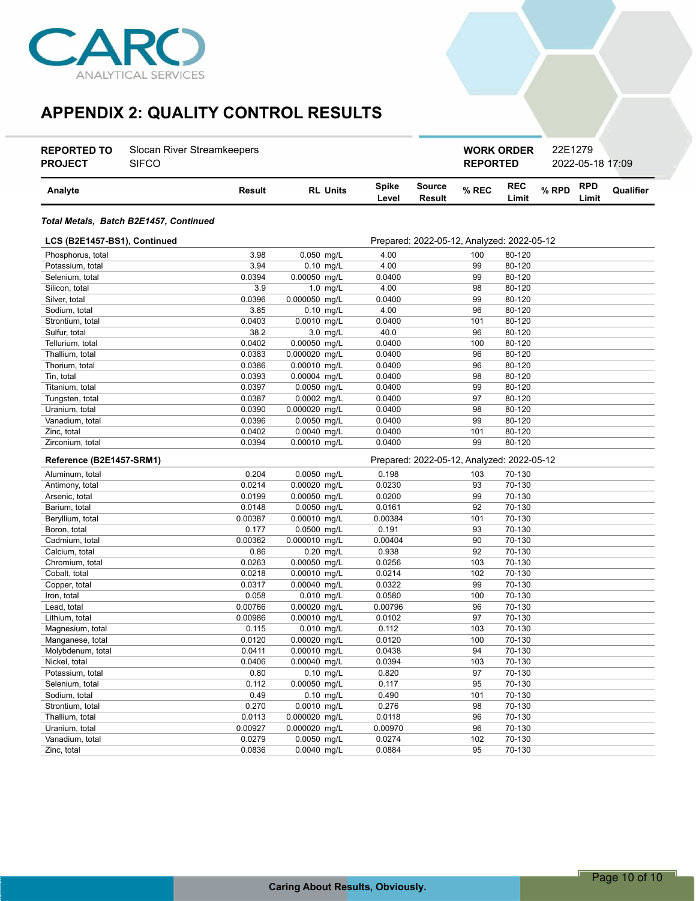## APPENDIX 2: QUALITY CONTROL RESULTS

| | | | |
|---|---|---|---|
| **REPORTED TO** | Slocan River Streamkeepers | **WORK ORDER** | 22E1279 |
| **PROJECT** | SIFCO | **REPORTED** | 2022-05-18 17:09 |

*Total Metals, Batch B2E1457, Continued*

| Analyte | Result | RL | Units | Spike Level | Source Result | % REC | REC Limit | % RPD | RPD Limit | Qualifier |
|---|---|---|---|---|---|---|---|---|---|---|
| **LCS (B2E1457-BS1), Continued** | | | | Prepared: 2022-05-12, Analyzed: 2022-05-12 | | | | | | |
| Phosphorus, total | 3.98 | 0.050 | mg/L | 4.00 | | 100 | 80-120 | | | |
| Potassium, total | 3.94 | 0.10 | mg/L | 4.00 | | 99 | 80-120 | | | |
| Selenium, total | 0.0394 | 0.00050 | mg/L | 0.0400 | | 99 | 80-120 | | | |
| Silicon, total | 3.9 | 1.0 | mg/L | 4.00 | | 98 | 80-120 | | | |
| Silver, total | 0.0396 | 0.000050 | mg/L | 0.0400 | | 99 | 80-120 | | | |
| Sodium, total | 3.85 | 0.10 | mg/L | 4.00 | | 96 | 80-120 | | | |
| Strontium, total | 0.0403 | 0.0010 | mg/L | 0.0400 | | 101 | 80-120 | | | |
| Sulfur, total | 38.2 | 3.0 | mg/L | 40.0 | | 96 | 80-120 | | | |
| Tellurium, total | 0.0402 | 0.00050 | mg/L | 0.0400 | | 100 | 80-120 | | | |
| Thallium, total | 0.0383 | 0.000020 | mg/L | 0.0400 | | 96 | 80-120 | | | |
| Thorium, total | 0.0386 | 0.00010 | mg/L | 0.0400 | | 96 | 80-120 | | | |
| Tin, total | 0.0393 | 0.00004 | mg/L | 0.0400 | | 98 | 80-120 | | | |
| Titanium, total | 0.0397 | 0.0050 | mg/L | 0.0400 | | 99 | 80-120 | | | |
| Tungsten, total | 0.0387 | 0.0002 | mg/L | 0.0400 | | 97 | 80-120 | | | |
| Uranium, total | 0.0390 | 0.000020 | mg/L | 0.0400 | | 98 | 80-120 | | | |
| Vanadium, total | 0.0396 | 0.0050 | mg/L | 0.0400 | | 99 | 80-120 | | | |
| Zinc, total | 0.0402 | 0.0040 | mg/L | 0.0400 | | 101 | 80-120 | | | |
| Zirconium, total | 0.0394 | 0.00010 | mg/L | 0.0400 | | 99 | 80-120 | | | |
| **Reference (B2E1457-SRM1)** | | | | Prepared: 2022-05-12, Analyzed: 2022-05-12 | | | | | | |
| Aluminum, total | 0.204 | 0.0050 | mg/L | 0.198 | | 103 | 70-130 | | | |
| Antimony, total | 0.0214 | 0.00020 | mg/L | 0.0230 | | 93 | 70-130 | | | |
| Arsenic, total | 0.0199 | 0.00050 | mg/L | 0.0200 | | 99 | 70-130 | | | |
| Barium, total | 0.0148 | 0.0050 | mg/L | 0.0161 | | 92 | 70-130 | | | |
| Beryllium, total | 0.00387 | 0.00010 | mg/L | 0.00384 | | 101 | 70-130 | | | |
| Boron, total | 0.177 | 0.0500 | mg/L | 0.191 | | 93 | 70-130 | | | |
| Cadmium, total | 0.00362 | 0.000010 | mg/L | 0.00404 | | 90 | 70-130 | | | |
| Calcium, total | 0.86 | 0.20 | mg/L | 0.938 | | 92 | 70-130 | | | |
| Chromium, total | 0.0263 | 0.00050 | mg/L | 0.0256 | | 103 | 70-130 | | | |
| Cobalt, total | 0.0218 | 0.00010 | mg/L | 0.0214 | | 102 | 70-130 | | | |
| Copper, total | 0.0317 | 0.00040 | mg/L | 0.0322 | | 99 | 70-130 | | | |
| Iron, total | 0.058 | 0.010 | mg/L | 0.0580 | | 100 | 70-130 | | | |
| Lead, total | 0.00766 | 0.00020 | mg/L | 0.00796 | | 96 | 70-130 | | | |
| Lithium, total | 0.00986 | 0.00010 | mg/L | 0.0102 | | 97 | 70-130 | | | |
| Magnesium, total | 0.115 | 0.010 | mg/L | 0.112 | | 103 | 70-130 | | | |
| Manganese, total | 0.0120 | 0.00020 | mg/L | 0.0120 | | 100 | 70-130 | | | |
| Molybdenum, total | 0.0411 | 0.00010 | mg/L | 0.0438 | | 94 | 70-130 | | | |
| Nickel, total | 0.0406 | 0.00040 | mg/L | 0.0394 | | 103 | 70-130 | | | |
| Potassium, total | 0.80 | 0.10 | mg/L | 0.820 | | 97 | 70-130 | | | |
| Selenium, total | 0.112 | 0.00050 | mg/L | 0.117 | | 95 | 70-130 | | | |
| Sodium, total | 0.49 | 0.10 | mg/L | 0.490 | | 101 | 70-130 | | | |
| Strontium, total | 0.270 | 0.0010 | mg/L | 0.276 | | 98 | 70-130 | | | |
| Thallium, total | 0.0113 | 0.000020 | mg/L | 0.0118 | | 96 | 70-130 | | | |
| Uranium, total | 0.00927 | 0.000020 | mg/L | 0.00970 | | 96 | 70-130 | | | |
| Vanadium, total | 0.0279 | 0.0050 | mg/L | 0.0274 | | 102 | 70-130 | | | |
| Zinc, total | 0.0836 | 0.0040 | mg/L | 0.0884 | | 95 | 70-130 | | | |